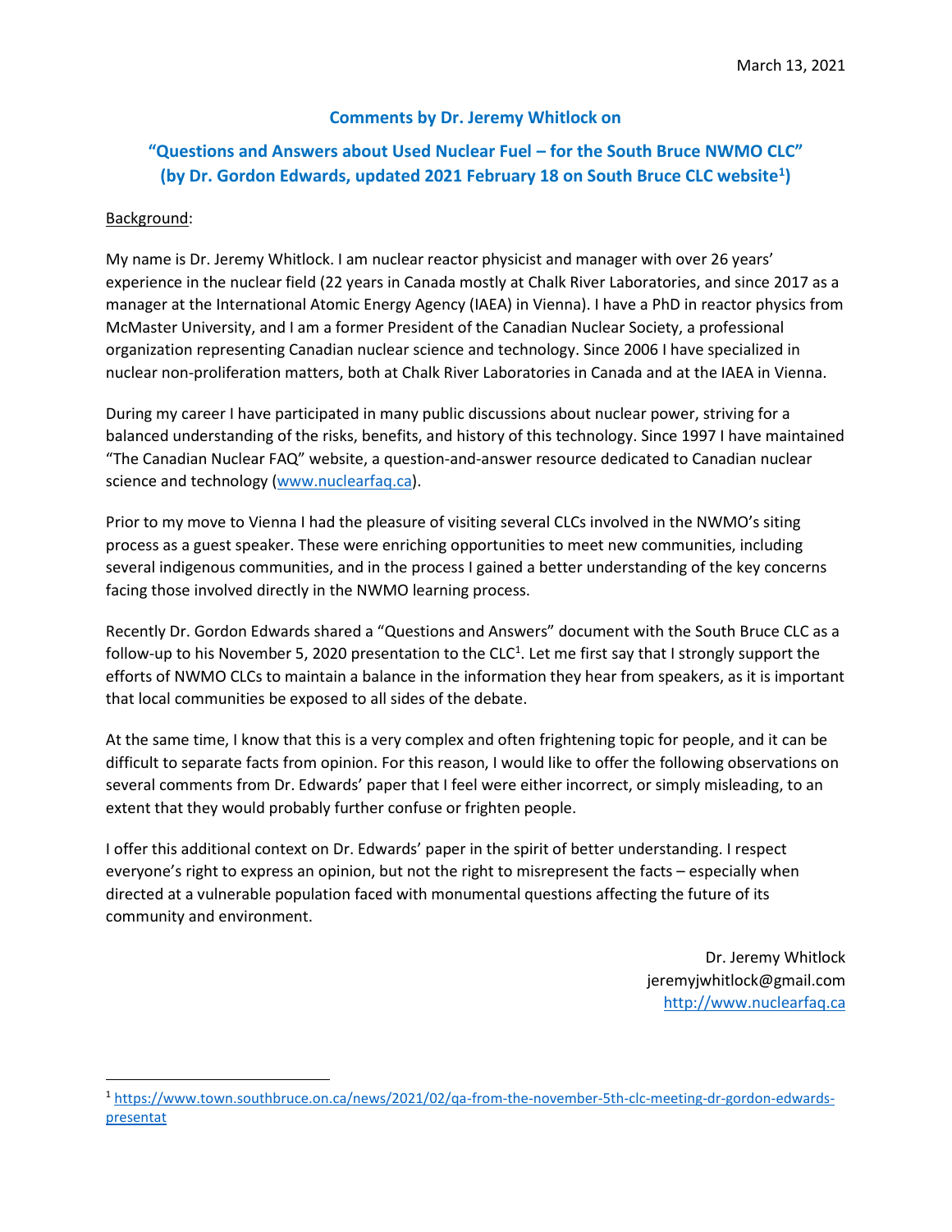March 13, 2021

## Comments by Dr. Jeremy Whitlock on

## "Questions and Answers about Used Nuclear Fuel – for the South Bruce NWMO CLC" (by Dr. Gordon Edwards, updated 2021 February 18 on South Bruce CLC website[1])

Background:

My name is Dr. Jeremy Whitlock. I am nuclear reactor physicist and manager with over 26 years' experience in the nuclear field (22 years in Canada mostly at Chalk River Laboratories, and since 2017 as a manager at the International Atomic Energy Agency (IAEA) in Vienna). I have a PhD in reactor physics from McMaster University, and I am a former President of the Canadian Nuclear Society, a professional organization representing Canadian nuclear science and technology. Since 2006 I have specialized in nuclear non-proliferation matters, both at Chalk River Laboratories in Canada and at the IAEA in Vienna.

During my career I have participated in many public discussions about nuclear power, striving for a balanced understanding of the risks, benefits, and history of this technology. Since 1997 I have maintained "The Canadian Nuclear FAQ" website, a question-and-answer resource dedicated to Canadian nuclear science and technology (www.nuclearfaq.ca).

Prior to my move to Vienna I had the pleasure of visiting several CLCs involved in the NWMO's siting process as a guest speaker. These were enriching opportunities to meet new communities, including several indigenous communities, and in the process I gained a better understanding of the key concerns facing those involved directly in the NWMO learning process.

Recently Dr. Gordon Edwards shared a "Questions and Answers" document with the South Bruce CLC as a follow-up to his November 5, 2020 presentation to the CLC[1]. Let me first say that I strongly support the efforts of NWMO CLCs to maintain a balance in the information they hear from speakers, as it is important that local communities be exposed to all sides of the debate.

At the same time, I know that this is a very complex and often frightening topic for people, and it can be difficult to separate facts from opinion. For this reason, I would like to offer the following observations on several comments from Dr. Edwards' paper that I feel were either incorrect, or simply misleading, to an extent that they would probably further confuse or frighten people.

I offer this additional context on Dr. Edwards' paper in the spirit of better understanding. I respect everyone's right to express an opinion, but not the right to misrepresent the facts – especially when directed at a vulnerable population faced with monumental questions affecting the future of its community and environment.

Dr. Jeremy Whitlock  
jeremyjwhitlock@gmail.com  
http://www.nuclearfaq.ca

---

[1] https://www.town.southbruce.on.ca/news/2021/02/qa-from-the-november-5th-clc-meeting-dr-gordon-edwards-presentat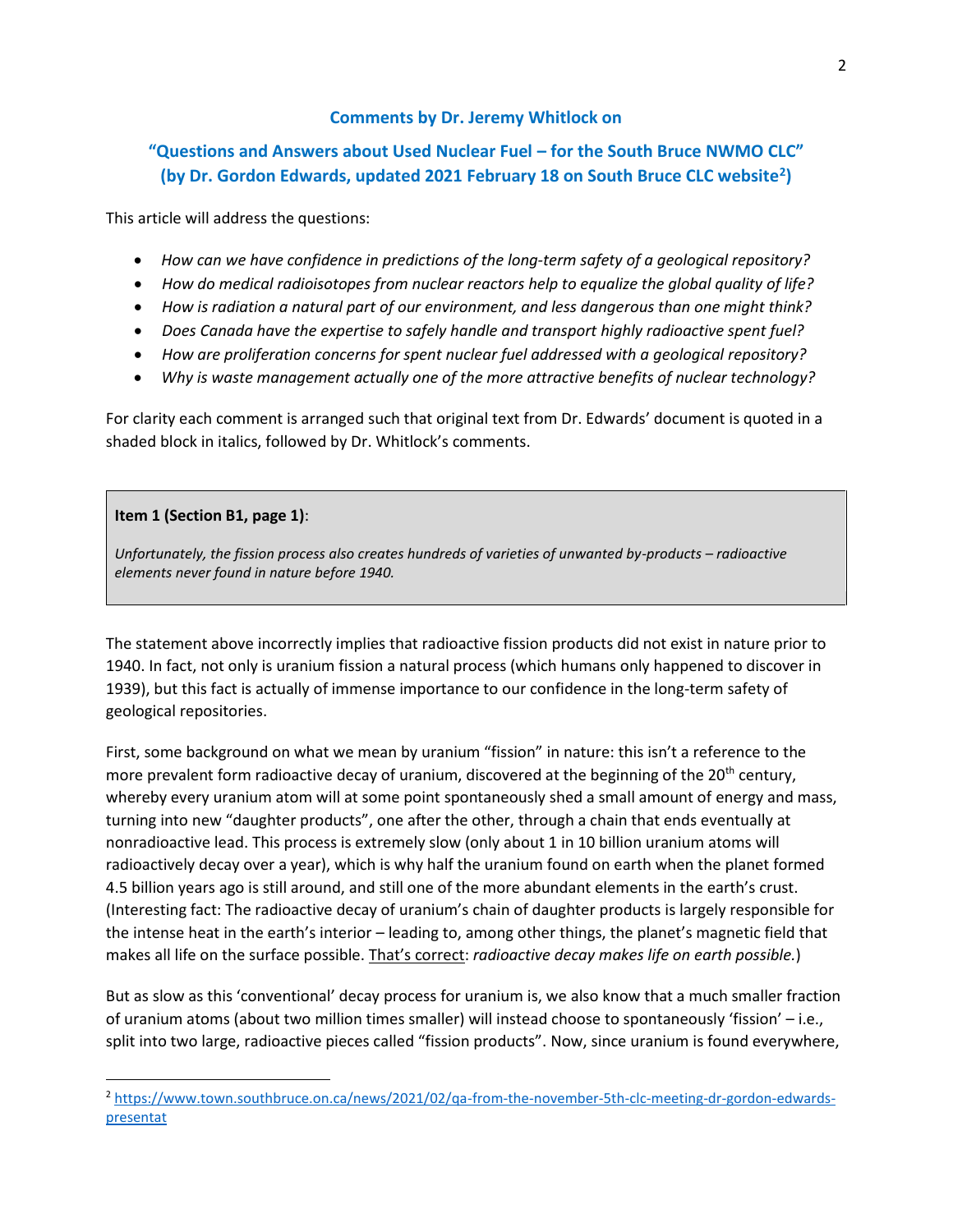## Comments by Dr. Jeremy Whitlock on

## "Questions and Answers about Used Nuclear Fuel – for the South Bruce NWMO CLC" (by Dr. Gordon Edwards, updated 2021 February 18 on South Bruce CLC website[2])

This article will address the questions:

- *How can we have confidence in predictions of the long-term safety of a geological repository?*
- *How do medical radioisotopes from nuclear reactors help to equalize the global quality of life?*
- *How is radiation a natural part of our environment, and less dangerous than one might think?*
- *Does Canada have the expertise to safely handle and transport highly radioactive spent fuel?*
- *How are proliferation concerns for spent nuclear fuel addressed with a geological repository?*
- *Why is waste management actually one of the more attractive benefits of nuclear technology?*

For clarity each comment is arranged such that original text from Dr. Edwards' document is quoted in a shaded block in italics, followed by Dr. Whitlock's comments.

> **Item 1 (Section B1, page 1)**:
>
> *Unfortunately, the fission process also creates hundreds of varieties of unwanted by-products – radioactive elements never found in nature before 1940.*

The statement above incorrectly implies that radioactive fission products did not exist in nature prior to 1940. In fact, not only is uranium fission a natural process (which humans only happened to discover in 1939), but this fact is actually of immense importance to our confidence in the long-term safety of geological repositories.

First, some background on what we mean by uranium "fission" in nature: this isn't a reference to the more prevalent form radioactive decay of uranium, discovered at the beginning of the 20th century, whereby every uranium atom will at some point spontaneously shed a small amount of energy and mass, turning into new "daughter products", one after the other, through a chain that ends eventually at nonradioactive lead. This process is extremely slow (only about 1 in 10 billion uranium atoms will radioactively decay over a year), which is why half the uranium found on earth when the planet formed 4.5 billion years ago is still around, and still one of the more abundant elements in the earth's crust. (Interesting fact: The radioactive decay of uranium's chain of daughter products is largely responsible for the intense heat in the earth's interior – leading to, among other things, the planet's magnetic field that makes all life on the surface possible. <u>That's correct</u>: *radioactive decay makes life on earth possible.*)

But as slow as this 'conventional' decay process for uranium is, we also know that a much smaller fraction of uranium atoms (about two million times smaller) will instead choose to spontaneously 'fission' – i.e., split into two large, radioactive pieces called "fission products". Now, since uranium is found everywhere,

[2] https://www.town.southbruce.on.ca/news/2021/02/qa-from-the-november-5th-clc-meeting-dr-gordon-edwards-presentat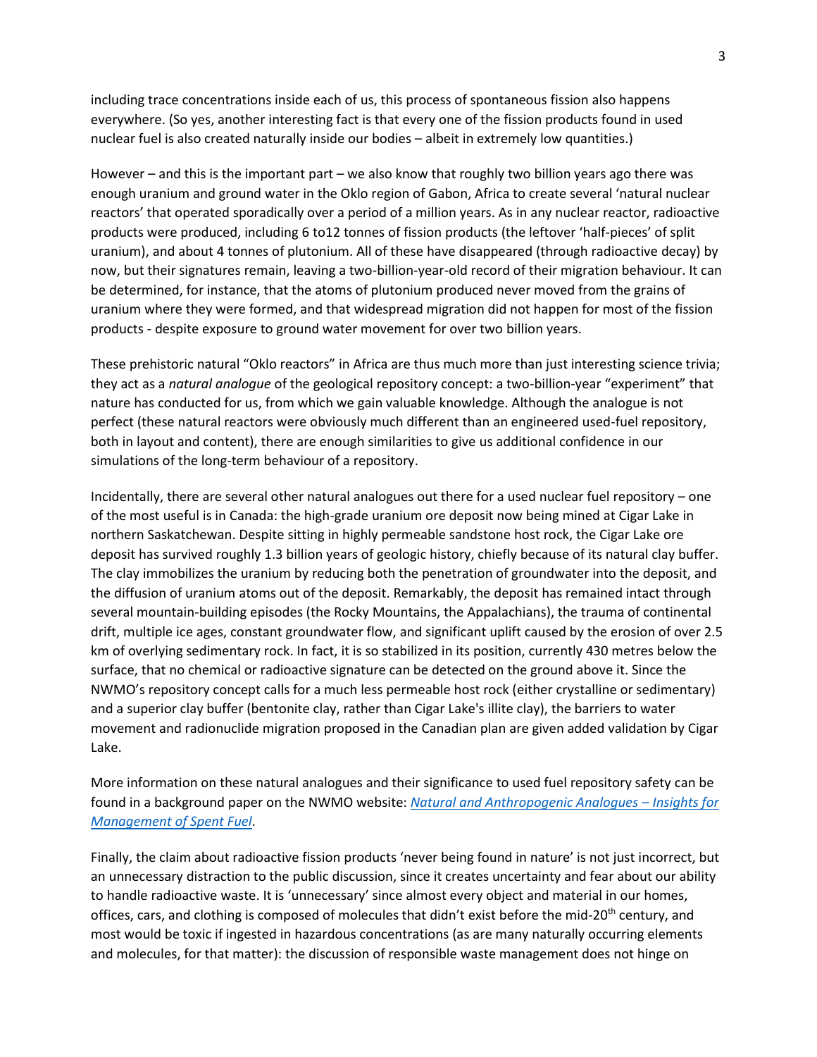including trace concentrations inside each of us, this process of spontaneous fission also happens everywhere. (So yes, another interesting fact is that every one of the fission products found in used nuclear fuel is also created naturally inside our bodies – albeit in extremely low quantities.)

However – and this is the important part – we also know that roughly two billion years ago there was enough uranium and ground water in the Oklo region of Gabon, Africa to create several 'natural nuclear reactors' that operated sporadically over a period of a million years. As in any nuclear reactor, radioactive products were produced, including 6 to12 tonnes of fission products (the leftover 'half-pieces' of split uranium), and about 4 tonnes of plutonium. All of these have disappeared (through radioactive decay) by now, but their signatures remain, leaving a two-billion-year-old record of their migration behaviour. It can be determined, for instance, that the atoms of plutonium produced never moved from the grains of uranium where they were formed, and that widespread migration did not happen for most of the fission products - despite exposure to ground water movement for over two billion years.

These prehistoric natural "Oklo reactors" in Africa are thus much more than just interesting science trivia; they act as a *natural analogue* of the geological repository concept: a two-billion-year "experiment" that nature has conducted for us, from which we gain valuable knowledge. Although the analogue is not perfect (these natural reactors were obviously much different than an engineered used-fuel repository, both in layout and content), there are enough similarities to give us additional confidence in our simulations of the long-term behaviour of a repository.

Incidentally, there are several other natural analogues out there for a used nuclear fuel repository – one of the most useful is in Canada: the high-grade uranium ore deposit now being mined at Cigar Lake in northern Saskatchewan. Despite sitting in highly permeable sandstone host rock, the Cigar Lake ore deposit has survived roughly 1.3 billion years of geologic history, chiefly because of its natural clay buffer. The clay immobilizes the uranium by reducing both the penetration of groundwater into the deposit, and the diffusion of uranium atoms out of the deposit. Remarkably, the deposit has remained intact through several mountain-building episodes (the Rocky Mountains, the Appalachians), the trauma of continental drift, multiple ice ages, constant groundwater flow, and significant uplift caused by the erosion of over 2.5 km of overlying sedimentary rock. In fact, it is so stabilized in its position, currently 430 metres below the surface, that no chemical or radioactive signature can be detected on the ground above it. Since the NWMO's repository concept calls for a much less permeable host rock (either crystalline or sedimentary) and a superior clay buffer (bentonite clay, rather than Cigar Lake's illite clay), the barriers to water movement and radionuclide migration proposed in the Canadian plan are given added validation by Cigar Lake.

More information on these natural analogues and their significance to used fuel repository safety can be found in a background paper on the NWMO website: *Natural and Anthropogenic Analogues – Insights for Management of Spent Fuel*.

Finally, the claim about radioactive fission products 'never being found in nature' is not just incorrect, but an unnecessary distraction to the public discussion, since it creates uncertainty and fear about our ability to handle radioactive waste. It is 'unnecessary' since almost every object and material in our homes, offices, cars, and clothing is composed of molecules that didn't exist before the mid-20th century, and most would be toxic if ingested in hazardous concentrations (as are many naturally occurring elements and molecules, for that matter): the discussion of responsible waste management does not hinge on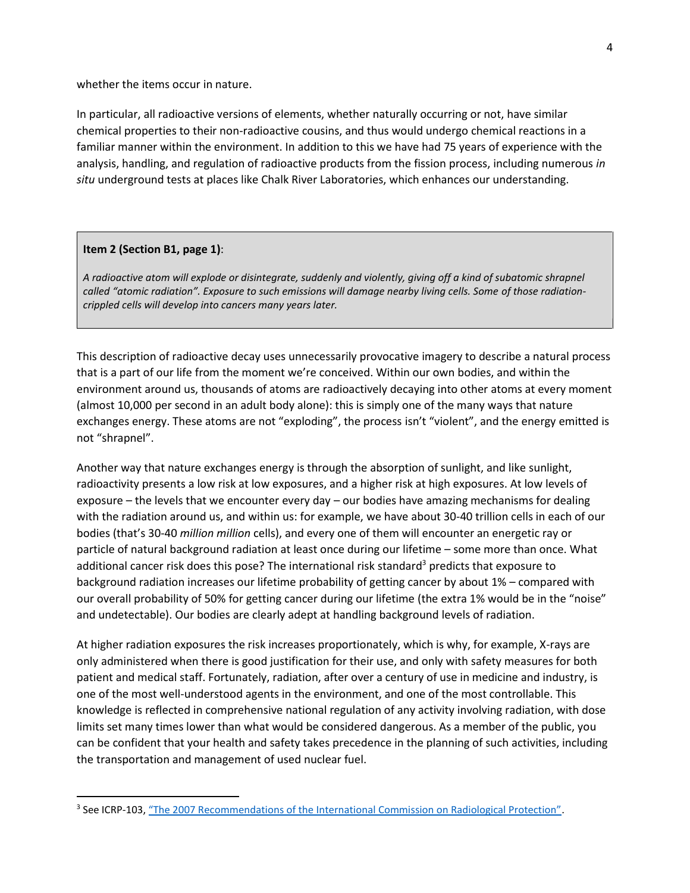whether the items occur in nature.

In particular, all radioactive versions of elements, whether naturally occurring or not, have similar chemical properties to their non-radioactive cousins, and thus would undergo chemical reactions in a familiar manner within the environment. In addition to this we have had 75 years of experience with the analysis, handling, and regulation of radioactive products from the fission process, including numerous *in situ* underground tests at places like Chalk River Laboratories, which enhances our understanding.

> **Item 2 (Section B1, page 1)**:
>
> *A radioactive atom will explode or disintegrate, suddenly and violently, giving off a kind of subatomic shrapnel called "atomic radiation". Exposure to such emissions will damage nearby living cells. Some of those radiation-crippled cells will develop into cancers many years later.*

This description of radioactive decay uses unnecessarily provocative imagery to describe a natural process that is a part of our life from the moment we're conceived. Within our own bodies, and within the environment around us, thousands of atoms are radioactively decaying into other atoms at every moment (almost 10,000 per second in an adult body alone): this is simply one of the many ways that nature exchanges energy. These atoms are not "exploding", the process isn't "violent", and the energy emitted is not "shrapnel".

Another way that nature exchanges energy is through the absorption of sunlight, and like sunlight, radioactivity presents a low risk at low exposures, and a higher risk at high exposures. At low levels of exposure – the levels that we encounter every day – our bodies have amazing mechanisms for dealing with the radiation around us, and within us: for example, we have about 30-40 trillion cells in each of our bodies (that's 30-40 *million million* cells), and every one of them will encounter an energetic ray or particle of natural background radiation at least once during our lifetime – some more than once. What additional cancer risk does this pose? The international risk standard[3] predicts that exposure to background radiation increases our lifetime probability of getting cancer by about 1% – compared with our overall probability of 50% for getting cancer during our lifetime (the extra 1% would be in the "noise" and undetectable). Our bodies are clearly adept at handling background levels of radiation.

At higher radiation exposures the risk increases proportionately, which is why, for example, X-rays are only administered when there is good justification for their use, and only with safety measures for both patient and medical staff. Fortunately, radiation, after over a century of use in medicine and industry, is one of the most well-understood agents in the environment, and one of the most controllable. This knowledge is reflected in comprehensive national regulation of any activity involving radiation, with dose limits set many times lower than what would be considered dangerous. As a member of the public, you can be confident that your health and safety takes precedence in the planning of such activities, including the transportation and management of used nuclear fuel.

---

[3] See ICRP-103, "The 2007 Recommendations of the International Commission on Radiological Protection".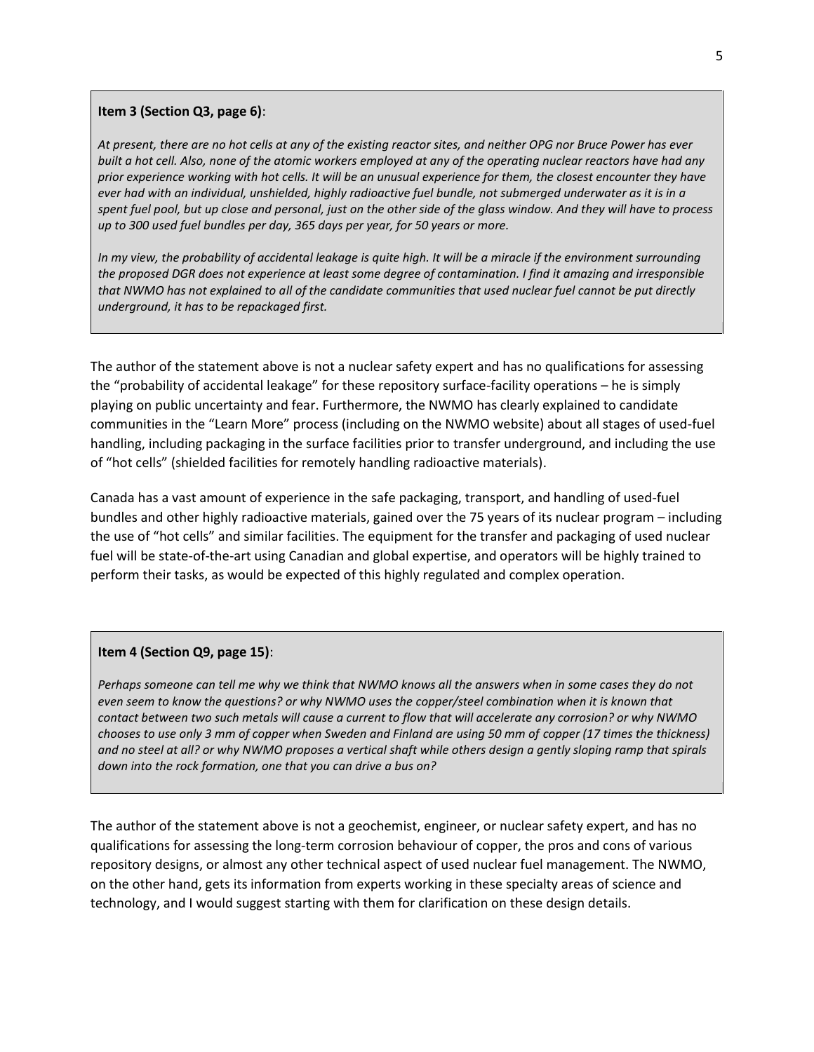> **Item 3 (Section Q3, page 6)**:
>
> *At present, there are no hot cells at any of the existing reactor sites, and neither OPG nor Bruce Power has ever built a hot cell. Also, none of the atomic workers employed at any of the operating nuclear reactors have had any prior experience working with hot cells. It will be an unusual experience for them, the closest encounter they have ever had with an individual, unshielded, highly radioactive fuel bundle, not submerged underwater as it is in a spent fuel pool, but up close and personal, just on the other side of the glass window. And they will have to process up to 300 used fuel bundles per day, 365 days per year, for 50 years or more.*
>
> *In my view, the probability of accidental leakage is quite high. It will be a miracle if the environment surrounding the proposed DGR does not experience at least some degree of contamination. I find it amazing and irresponsible that NWMO has not explained to all of the candidate communities that used nuclear fuel cannot be put directly underground, it has to be repackaged first.*

The author of the statement above is not a nuclear safety expert and has no qualifications for assessing the "probability of accidental leakage" for these repository surface-facility operations – he is simply playing on public uncertainty and fear. Furthermore, the NWMO has clearly explained to candidate communities in the "Learn More" process (including on the NWMO website) about all stages of used-fuel handling, including packaging in the surface facilities prior to transfer underground, and including the use of "hot cells" (shielded facilities for remotely handling radioactive materials).

Canada has a vast amount of experience in the safe packaging, transport, and handling of used-fuel bundles and other highly radioactive materials, gained over the 75 years of its nuclear program – including the use of "hot cells" and similar facilities. The equipment for the transfer and packaging of used nuclear fuel will be state-of-the-art using Canadian and global expertise, and operators will be highly trained to perform their tasks, as would be expected of this highly regulated and complex operation.

> **Item 4 (Section Q9, page 15)**:
>
> *Perhaps someone can tell me why we think that NWMO knows all the answers when in some cases they do not even seem to know the questions? or why NWMO uses the copper/steel combination when it is known that contact between two such metals will cause a current to flow that will accelerate any corrosion? or why NWMO chooses to use only 3 mm of copper when Sweden and Finland are using 50 mm of copper (17 times the thickness) and no steel at all? or why NWMO proposes a vertical shaft while others design a gently sloping ramp that spirals down into the rock formation, one that you can drive a bus on?*

The author of the statement above is not a geochemist, engineer, or nuclear safety expert, and has no qualifications for assessing the long-term corrosion behaviour of copper, the pros and cons of various repository designs, or almost any other technical aspect of used nuclear fuel management. The NWMO, on the other hand, gets its information from experts working in these specialty areas of science and technology, and I would suggest starting with them for clarification on these design details.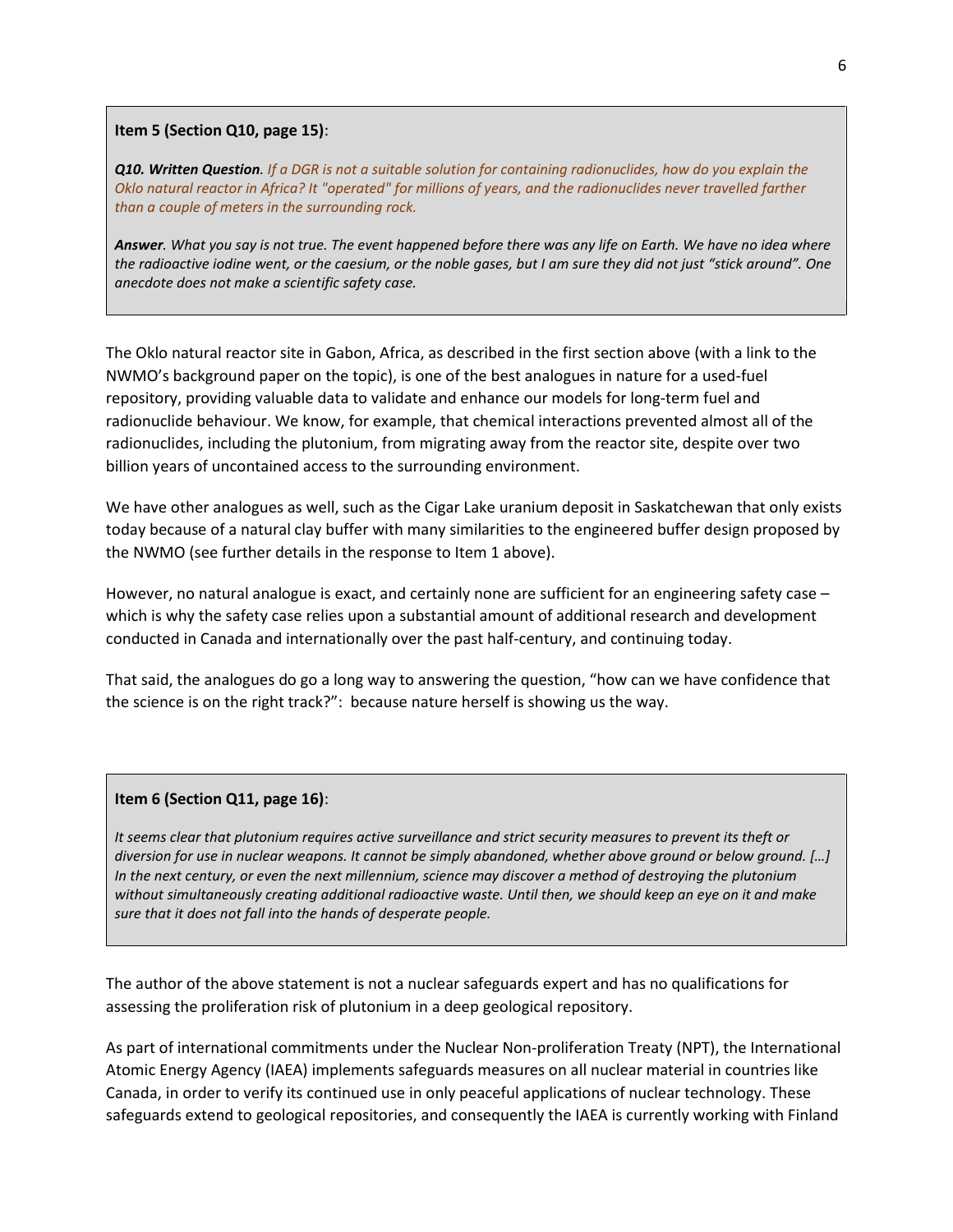**Item 5 (Section Q10, page 15)**:

***Q10. Written Question****. If a DGR is not a suitable solution for containing radionuclides, how do you explain the Oklo natural reactor in Africa? It "operated" for millions of years, and the radionuclides never travelled farther than a couple of meters in the surrounding rock.*

***Answer****. What you say is not true. The event happened before there was any life on Earth. We have no idea where the radioactive iodine went, or the caesium, or the noble gases, but I am sure they did not just "stick around". One anecdote does not make a scientific safety case.*

The Oklo natural reactor site in Gabon, Africa, as described in the first section above (with a link to the NWMO's background paper on the topic), is one of the best analogues in nature for a used-fuel repository, providing valuable data to validate and enhance our models for long-term fuel and radionuclide behaviour. We know, for example, that chemical interactions prevented almost all of the radionuclides, including the plutonium, from migrating away from the reactor site, despite over two billion years of uncontained access to the surrounding environment.

We have other analogues as well, such as the Cigar Lake uranium deposit in Saskatchewan that only exists today because of a natural clay buffer with many similarities to the engineered buffer design proposed by the NWMO (see further details in the response to Item 1 above).

However, no natural analogue is exact, and certainly none are sufficient for an engineering safety case – which is why the safety case relies upon a substantial amount of additional research and development conducted in Canada and internationally over the past half-century, and continuing today.

That said, the analogues do go a long way to answering the question, "how can we have confidence that the science is on the right track?": because nature herself is showing us the way.

**Item 6 (Section Q11, page 16)**:

*It seems clear that plutonium requires active surveillance and strict security measures to prevent its theft or diversion for use in nuclear weapons. It cannot be simply abandoned, whether above ground or below ground. […] In the next century, or even the next millennium, science may discover a method of destroying the plutonium without simultaneously creating additional radioactive waste. Until then, we should keep an eye on it and make sure that it does not fall into the hands of desperate people.*

The author of the above statement is not a nuclear safeguards expert and has no qualifications for assessing the proliferation risk of plutonium in a deep geological repository.

As part of international commitments under the Nuclear Non-proliferation Treaty (NPT), the International Atomic Energy Agency (IAEA) implements safeguards measures on all nuclear material in countries like Canada, in order to verify its continued use in only peaceful applications of nuclear technology. These safeguards extend to geological repositories, and consequently the IAEA is currently working with Finland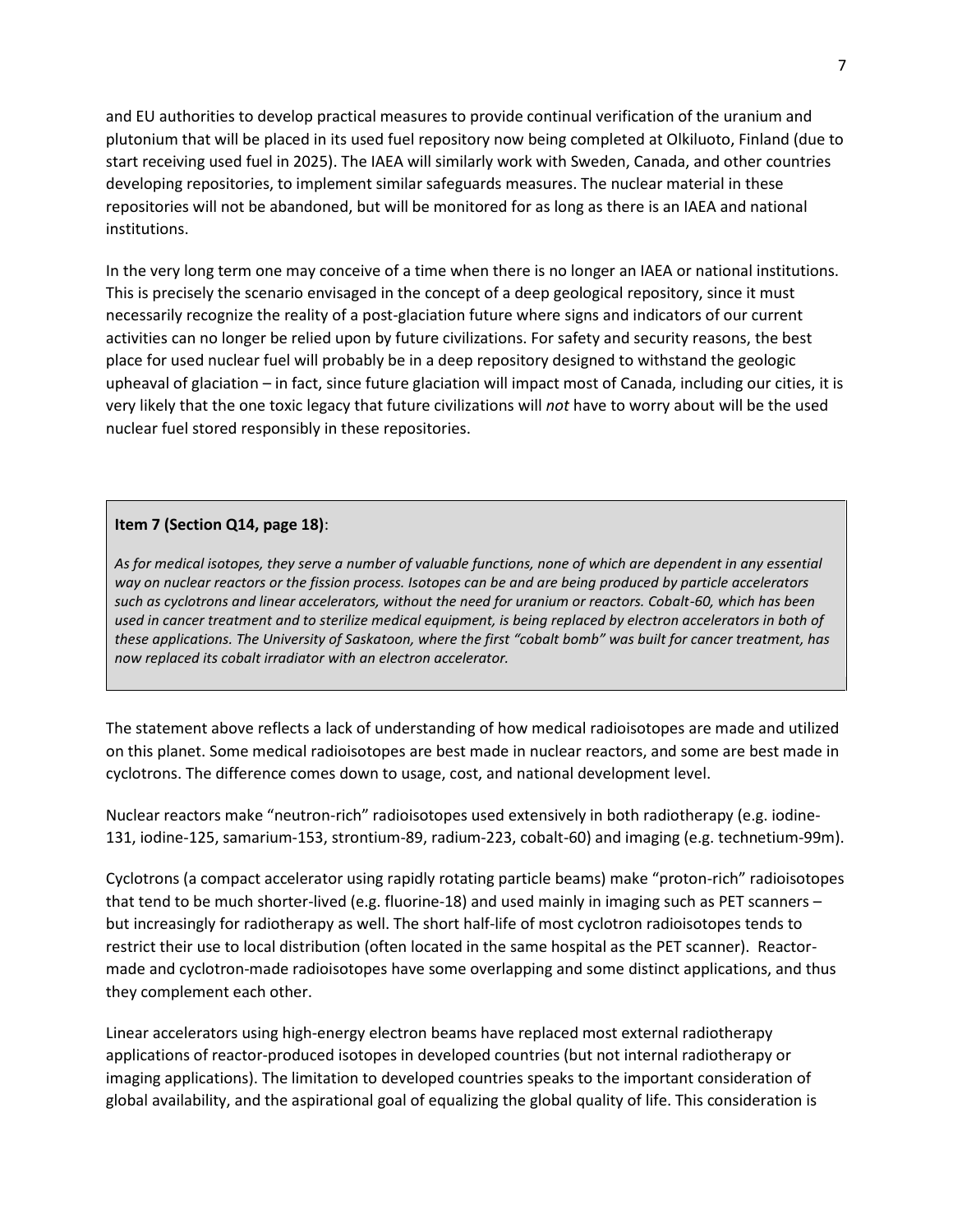and EU authorities to develop practical measures to provide continual verification of the uranium and plutonium that will be placed in its used fuel repository now being completed at Olkiluoto, Finland (due to start receiving used fuel in 2025). The IAEA will similarly work with Sweden, Canada, and other countries developing repositories, to implement similar safeguards measures. The nuclear material in these repositories will not be abandoned, but will be monitored for as long as there is an IAEA and national institutions.

In the very long term one may conceive of a time when there is no longer an IAEA or national institutions. This is precisely the scenario envisaged in the concept of a deep geological repository, since it must necessarily recognize the reality of a post-glaciation future where signs and indicators of our current activities can no longer be relied upon by future civilizations. For safety and security reasons, the best place for used nuclear fuel will probably be in a deep repository designed to withstand the geologic upheaval of glaciation – in fact, since future glaciation will impact most of Canada, including our cities, it is very likely that the one toxic legacy that future civilizations will *not* have to worry about will be the used nuclear fuel stored responsibly in these repositories.

> **Item 7 (Section Q14, page 18)**:
>
> *As for medical isotopes, they serve a number of valuable functions, none of which are dependent in any essential way on nuclear reactors or the fission process. Isotopes can be and are being produced by particle accelerators such as cyclotrons and linear accelerators, without the need for uranium or reactors. Cobalt-60, which has been used in cancer treatment and to sterilize medical equipment, is being replaced by electron accelerators in both of these applications. The University of Saskatoon, where the first "cobalt bomb" was built for cancer treatment, has now replaced its cobalt irradiator with an electron accelerator.*

The statement above reflects a lack of understanding of how medical radioisotopes are made and utilized on this planet. Some medical radioisotopes are best made in nuclear reactors, and some are best made in cyclotrons. The difference comes down to usage, cost, and national development level.

Nuclear reactors make "neutron-rich" radioisotopes used extensively in both radiotherapy (e.g. iodine-131, iodine-125, samarium-153, strontium-89, radium-223, cobalt-60) and imaging (e.g. technetium-99m).

Cyclotrons (a compact accelerator using rapidly rotating particle beams) make "proton-rich" radioisotopes that tend to be much shorter-lived (e.g. fluorine-18) and used mainly in imaging such as PET scanners – but increasingly for radiotherapy as well. The short half-life of most cyclotron radioisotopes tends to restrict their use to local distribution (often located in the same hospital as the PET scanner). Reactor-made and cyclotron-made radioisotopes have some overlapping and some distinct applications, and thus they complement each other.

Linear accelerators using high-energy electron beams have replaced most external radiotherapy applications of reactor-produced isotopes in developed countries (but not internal radiotherapy or imaging applications). The limitation to developed countries speaks to the important consideration of global availability, and the aspirational goal of equalizing the global quality of life. This consideration is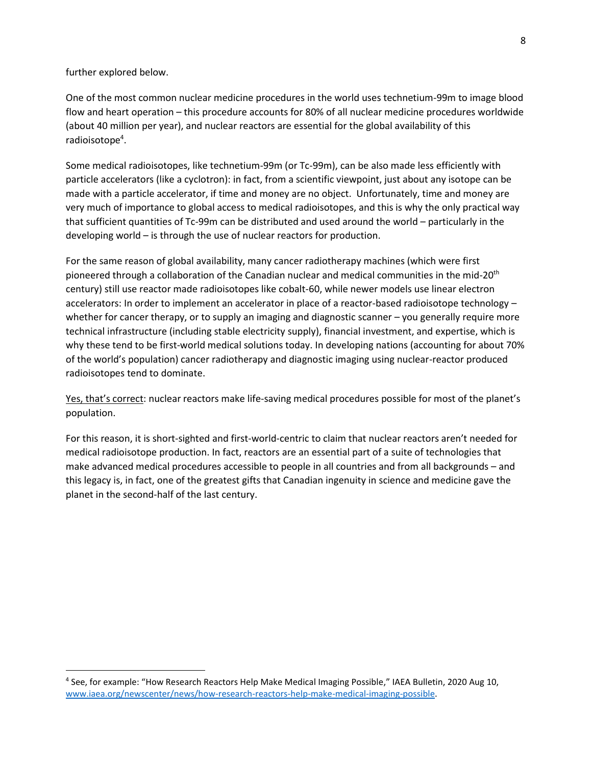further explored below.

One of the most common nuclear medicine procedures in the world uses technetium-99m to image blood flow and heart operation – this procedure accounts for 80% of all nuclear medicine procedures worldwide (about 40 million per year), and nuclear reactors are essential for the global availability of this radioisotope[4].

Some medical radioisotopes, like technetium-99m (or Tc-99m), can be also made less efficiently with particle accelerators (like a cyclotron): in fact, from a scientific viewpoint, just about any isotope can be made with a particle accelerator, if time and money are no object. Unfortunately, time and money are very much of importance to global access to medical radioisotopes, and this is why the only practical way that sufficient quantities of Tc-99m can be distributed and used around the world – particularly in the developing world – is through the use of nuclear reactors for production.

For the same reason of global availability, many cancer radiotherapy machines (which were first pioneered through a collaboration of the Canadian nuclear and medical communities in the mid-20$^{th}$ century) still use reactor made radioisotopes like cobalt-60, while newer models use linear electron accelerators: In order to implement an accelerator in place of a reactor-based radioisotope technology – whether for cancer therapy, or to supply an imaging and diagnostic scanner – you generally require more technical infrastructure (including stable electricity supply), financial investment, and expertise, which is why these tend to be first-world medical solutions today. In developing nations (accounting for about 70% of the world's population) cancer radiotherapy and diagnostic imaging using nuclear-reactor produced radioisotopes tend to dominate.

<u>Yes, that's correct</u>: nuclear reactors make life-saving medical procedures possible for most of the planet's population.

For this reason, it is short-sighted and first-world-centric to claim that nuclear reactors aren't needed for medical radioisotope production. In fact, reactors are an essential part of a suite of technologies that make advanced medical procedures accessible to people in all countries and from all backgrounds – and this legacy is, in fact, one of the greatest gifts that Canadian ingenuity in science and medicine gave the planet in the second-half of the last century.

---

[4] See, for example: "How Research Reactors Help Make Medical Imaging Possible," IAEA Bulletin, 2020 Aug 10, [www.iaea.org/newscenter/news/how-research-reactors-help-make-medical-imaging-possible](https://www.iaea.org/newscenter/news/how-research-reactors-help-make-medical-imaging-possible).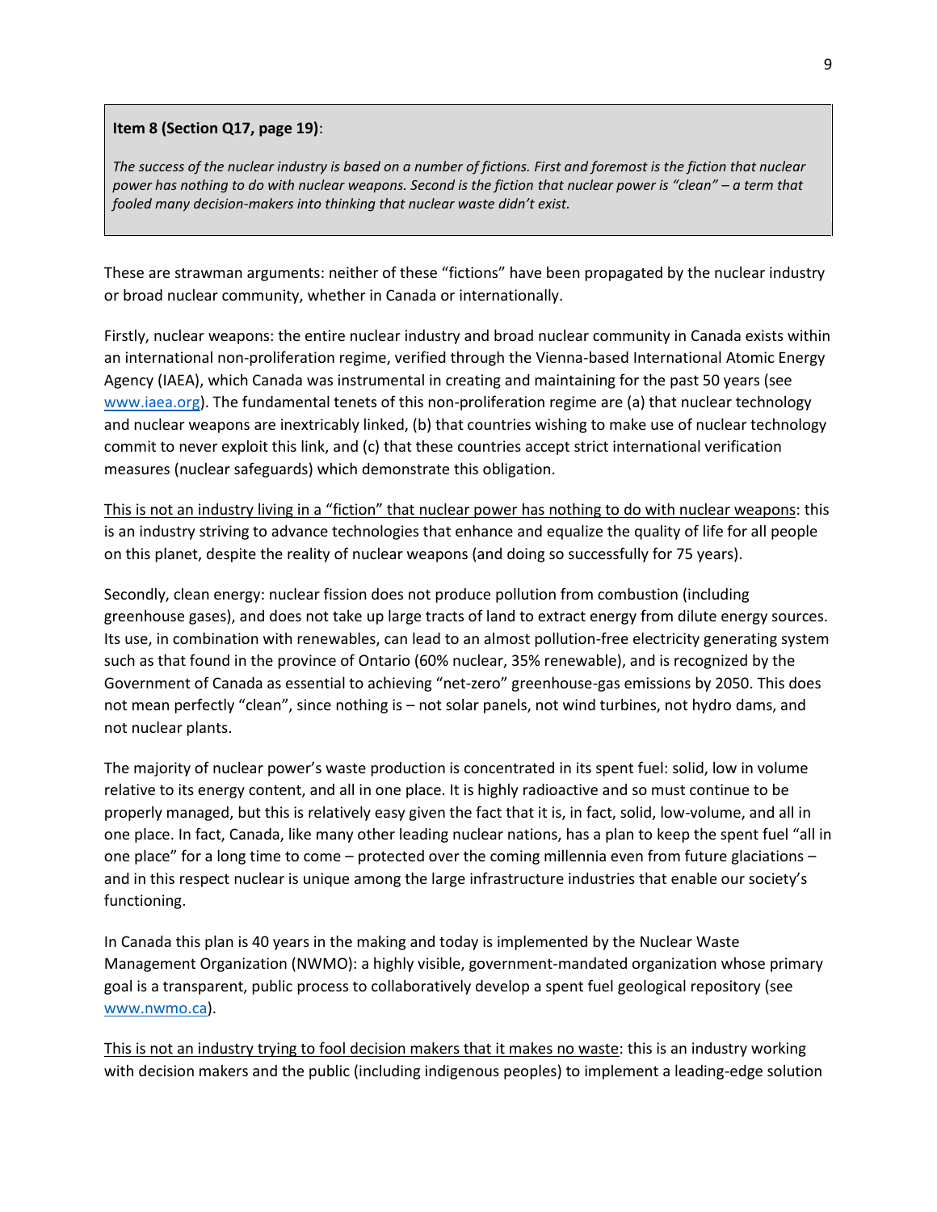**Item 8 (Section Q17, page 19)**:

*The success of the nuclear industry is based on a number of fictions. First and foremost is the fiction that nuclear power has nothing to do with nuclear weapons. Second is the fiction that nuclear power is "clean" – a term that fooled many decision-makers into thinking that nuclear waste didn't exist.*

These are strawman arguments: neither of these "fictions" have been propagated by the nuclear industry or broad nuclear community, whether in Canada or internationally.

Firstly, nuclear weapons: the entire nuclear industry and broad nuclear community in Canada exists within an international non-proliferation regime, verified through the Vienna-based International Atomic Energy Agency (IAEA), which Canada was instrumental in creating and maintaining for the past 50 years (see [www.iaea.org](www.iaea.org)). The fundamental tenets of this non-proliferation regime are (a) that nuclear technology and nuclear weapons are inextricably linked, (b) that countries wishing to make use of nuclear technology commit to never exploit this link, and (c) that these countries accept strict international verification measures (nuclear safeguards) which demonstrate this obligation.

<u>This is not an industry living in a "fiction" that nuclear power has nothing to do with nuclear weapons</u>: this is an industry striving to advance technologies that enhance and equalize the quality of life for all people on this planet, despite the reality of nuclear weapons (and doing so successfully for 75 years).

Secondly, clean energy: nuclear fission does not produce pollution from combustion (including greenhouse gases), and does not take up large tracts of land to extract energy from dilute energy sources. Its use, in combination with renewables, can lead to an almost pollution-free electricity generating system such as that found in the province of Ontario (60% nuclear, 35% renewable), and is recognized by the Government of Canada as essential to achieving "net-zero" greenhouse-gas emissions by 2050. This does not mean perfectly "clean", since nothing is – not solar panels, not wind turbines, not hydro dams, and not nuclear plants.

The majority of nuclear power's waste production is concentrated in its spent fuel: solid, low in volume relative to its energy content, and all in one place. It is highly radioactive and so must continue to be properly managed, but this is relatively easy given the fact that it is, in fact, solid, low-volume, and all in one place. In fact, Canada, like many other leading nuclear nations, has a plan to keep the spent fuel "all in one place" for a long time to come – protected over the coming millennia even from future glaciations – and in this respect nuclear is unique among the large infrastructure industries that enable our society's functioning.

In Canada this plan is 40 years in the making and today is implemented by the Nuclear Waste Management Organization (NWMO): a highly visible, government-mandated organization whose primary goal is a transparent, public process to collaboratively develop a spent fuel geological repository (see [www.nwmo.ca](www.nwmo.ca)).

<u>This is not an industry trying to fool decision makers that it makes no waste</u>: this is an industry working with decision makers and the public (including indigenous peoples) to implement a leading-edge solution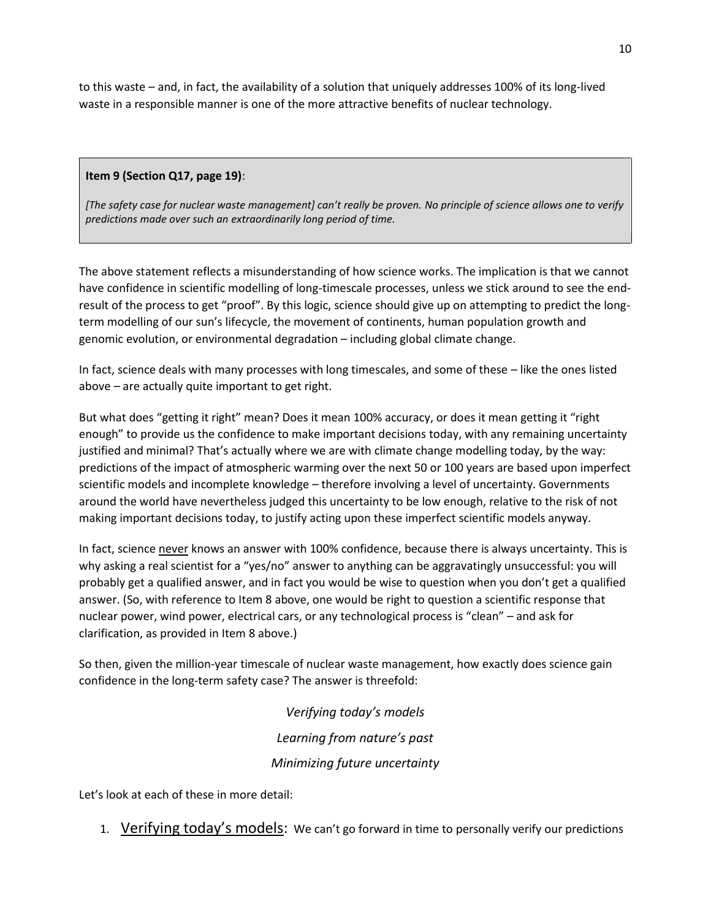to this waste – and, in fact, the availability of a solution that uniquely addresses 100% of its long-lived waste in a responsible manner is one of the more attractive benefits of nuclear technology.

> **Item 9 (Section Q17, page 19)**:
>
> *[The safety case for nuclear waste management] can't really be proven. No principle of science allows one to verify predictions made over such an extraordinarily long period of time.*

The above statement reflects a misunderstanding of how science works. The implication is that we cannot have confidence in scientific modelling of long-timescale processes, unless we stick around to see the end-result of the process to get "proof". By this logic, science should give up on attempting to predict the long-term modelling of our sun's lifecycle, the movement of continents, human population growth and genomic evolution, or environmental degradation – including global climate change.

In fact, science deals with many processes with long timescales, and some of these – like the ones listed above – are actually quite important to get right.

But what does "getting it right" mean? Does it mean 100% accuracy, or does it mean getting it "right enough" to provide us the confidence to make important decisions today, with any remaining uncertainty justified and minimal? That's actually where we are with climate change modelling today, by the way: predictions of the impact of atmospheric warming over the next 50 or 100 years are based upon imperfect scientific models and incomplete knowledge – therefore involving a level of uncertainty. Governments around the world have nevertheless judged this uncertainty to be low enough, relative to the risk of not making important decisions today, to justify acting upon these imperfect scientific models anyway.

In fact, science <u>never</u> knows an answer with 100% confidence, because there is always uncertainty. This is why asking a real scientist for a "yes/no" answer to anything can be aggravatingly unsuccessful: you will probably get a qualified answer, and in fact you would be wise to question when you don't get a qualified answer. (So, with reference to Item 8 above, one would be right to question a scientific response that nuclear power, wind power, electrical cars, or any technological process is "clean" – and ask for clarification, as provided in Item 8 above.)

So then, given the million-year timescale of nuclear waste management, how exactly does science gain confidence in the long-term safety case? The answer is threefold:

*Verifying today's models*

*Learning from nature's past*

*Minimizing future uncertainty*

Let's look at each of these in more detail:

1. <u>Verifying today's models</u>: We can't go forward in time to personally verify our predictions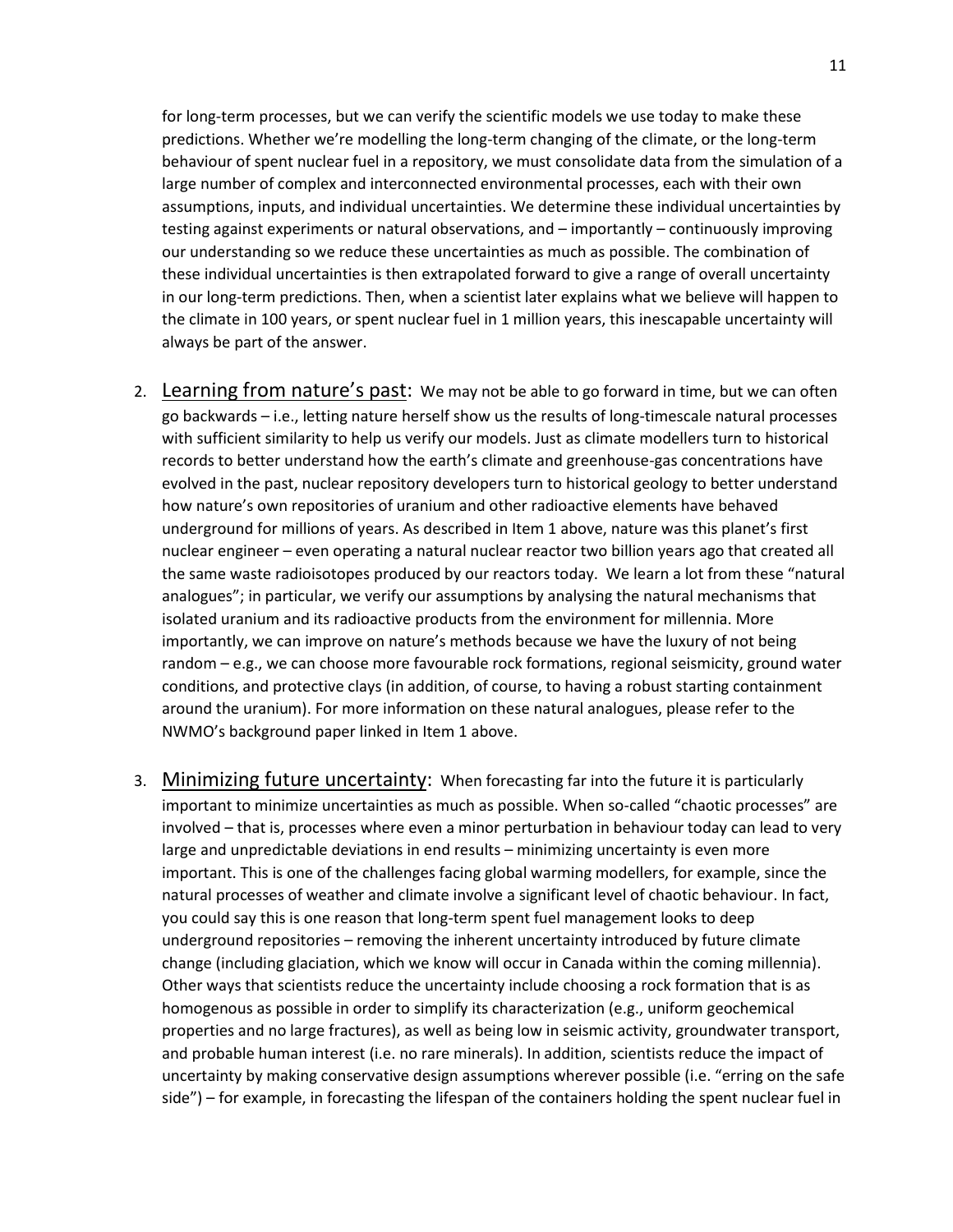for long-term processes, but we can verify the scientific models we use today to make these predictions. Whether we're modelling the long-term changing of the climate, or the long-term behaviour of spent nuclear fuel in a repository, we must consolidate data from the simulation of a large number of complex and interconnected environmental processes, each with their own assumptions, inputs, and individual uncertainties. We determine these individual uncertainties by testing against experiments or natural observations, and – importantly – continuously improving our understanding so we reduce these uncertainties as much as possible. The combination of these individual uncertainties is then extrapolated forward to give a range of overall uncertainty in our long-term predictions. Then, when a scientist later explains what we believe will happen to the climate in 100 years, or spent nuclear fuel in 1 million years, this inescapable uncertainty will always be part of the answer.

2. <u>Learning from nature's past</u>: We may not be able to go forward in time, but we can often go backwards – i.e., letting nature herself show us the results of long-timescale natural processes with sufficient similarity to help us verify our models. Just as climate modellers turn to historical records to better understand how the earth's climate and greenhouse-gas concentrations have evolved in the past, nuclear repository developers turn to historical geology to better understand how nature's own repositories of uranium and other radioactive elements have behaved underground for millions of years. As described in Item 1 above, nature was this planet's first nuclear engineer – even operating a natural nuclear reactor two billion years ago that created all the same waste radioisotopes produced by our reactors today. We learn a lot from these "natural analogues"; in particular, we verify our assumptions by analysing the natural mechanisms that isolated uranium and its radioactive products from the environment for millennia. More importantly, we can improve on nature's methods because we have the luxury of not being random – e.g., we can choose more favourable rock formations, regional seismicity, ground water conditions, and protective clays (in addition, of course, to having a robust starting containment around the uranium). For more information on these natural analogues, please refer to the NWMO's background paper linked in Item 1 above.

3. <u>Minimizing future uncertainty</u>: When forecasting far into the future it is particularly important to minimize uncertainties as much as possible. When so-called "chaotic processes" are involved – that is, processes where even a minor perturbation in behaviour today can lead to very large and unpredictable deviations in end results – minimizing uncertainty is even more important. This is one of the challenges facing global warming modellers, for example, since the natural processes of weather and climate involve a significant level of chaotic behaviour. In fact, you could say this is one reason that long-term spent fuel management looks to deep underground repositories – removing the inherent uncertainty introduced by future climate change (including glaciation, which we know will occur in Canada within the coming millennia). Other ways that scientists reduce the uncertainty include choosing a rock formation that is as homogenous as possible in order to simplify its characterization (e.g., uniform geochemical properties and no large fractures), as well as being low in seismic activity, groundwater transport, and probable human interest (i.e. no rare minerals). In addition, scientists reduce the impact of uncertainty by making conservative design assumptions wherever possible (i.e. "erring on the safe side") – for example, in forecasting the lifespan of the containers holding the spent nuclear fuel in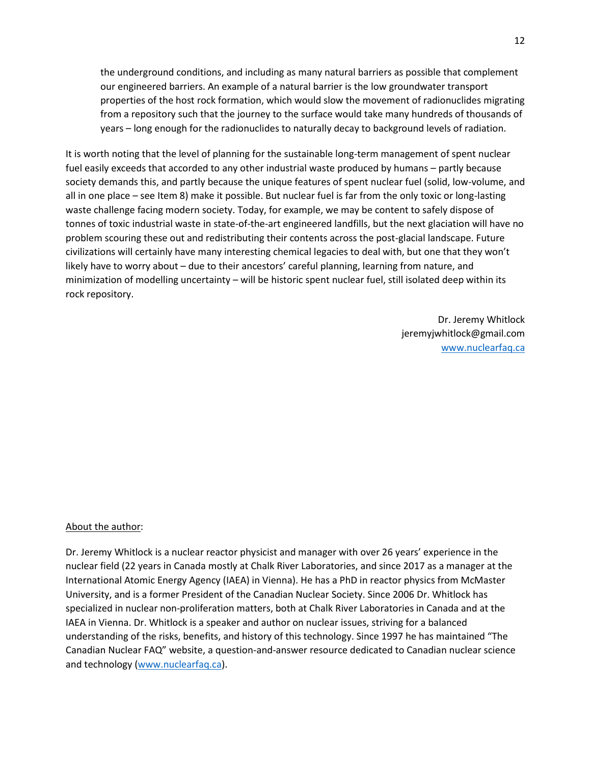the underground conditions, and including as many natural barriers as possible that complement our engineered barriers. An example of a natural barrier is the low groundwater transport properties of the host rock formation, which would slow the movement of radionuclides migrating from a repository such that the journey to the surface would take many hundreds of thousands of years – long enough for the radionuclides to naturally decay to background levels of radiation.

It is worth noting that the level of planning for the sustainable long-term management of spent nuclear fuel easily exceeds that accorded to any other industrial waste produced by humans – partly because society demands this, and partly because the unique features of spent nuclear fuel (solid, low-volume, and all in one place – see Item 8) make it possible. But nuclear fuel is far from the only toxic or long-lasting waste challenge facing modern society. Today, for example, we may be content to safely dispose of tonnes of toxic industrial waste in state-of-the-art engineered landfills, but the next glaciation will have no problem scouring these out and redistributing their contents across the post-glacial landscape. Future civilizations will certainly have many interesting chemical legacies to deal with, but one that they won't likely have to worry about – due to their ancestors' careful planning, learning from nature, and minimization of modelling uncertainty – will be historic spent nuclear fuel, still isolated deep within its rock repository.

Dr. Jeremy Whitlock
jeremyjwhitlock@gmail.com
[www.nuclearfaq.ca](http://www.nuclearfaq.ca)

<u>About the author</u>:

Dr. Jeremy Whitlock is a nuclear reactor physicist and manager with over 26 years' experience in the nuclear field (22 years in Canada mostly at Chalk River Laboratories, and since 2017 as a manager at the International Atomic Energy Agency (IAEA) in Vienna). He has a PhD in reactor physics from McMaster University, and is a former President of the Canadian Nuclear Society. Since 2006 Dr. Whitlock has specialized in nuclear non-proliferation matters, both at Chalk River Laboratories in Canada and at the IAEA in Vienna. Dr. Whitlock is a speaker and author on nuclear issues, striving for a balanced understanding of the risks, benefits, and history of this technology. Since 1997 he has maintained "The Canadian Nuclear FAQ" website, a question-and-answer resource dedicated to Canadian nuclear science and technology ([www.nuclearfaq.ca](http://www.nuclearfaq.ca)).